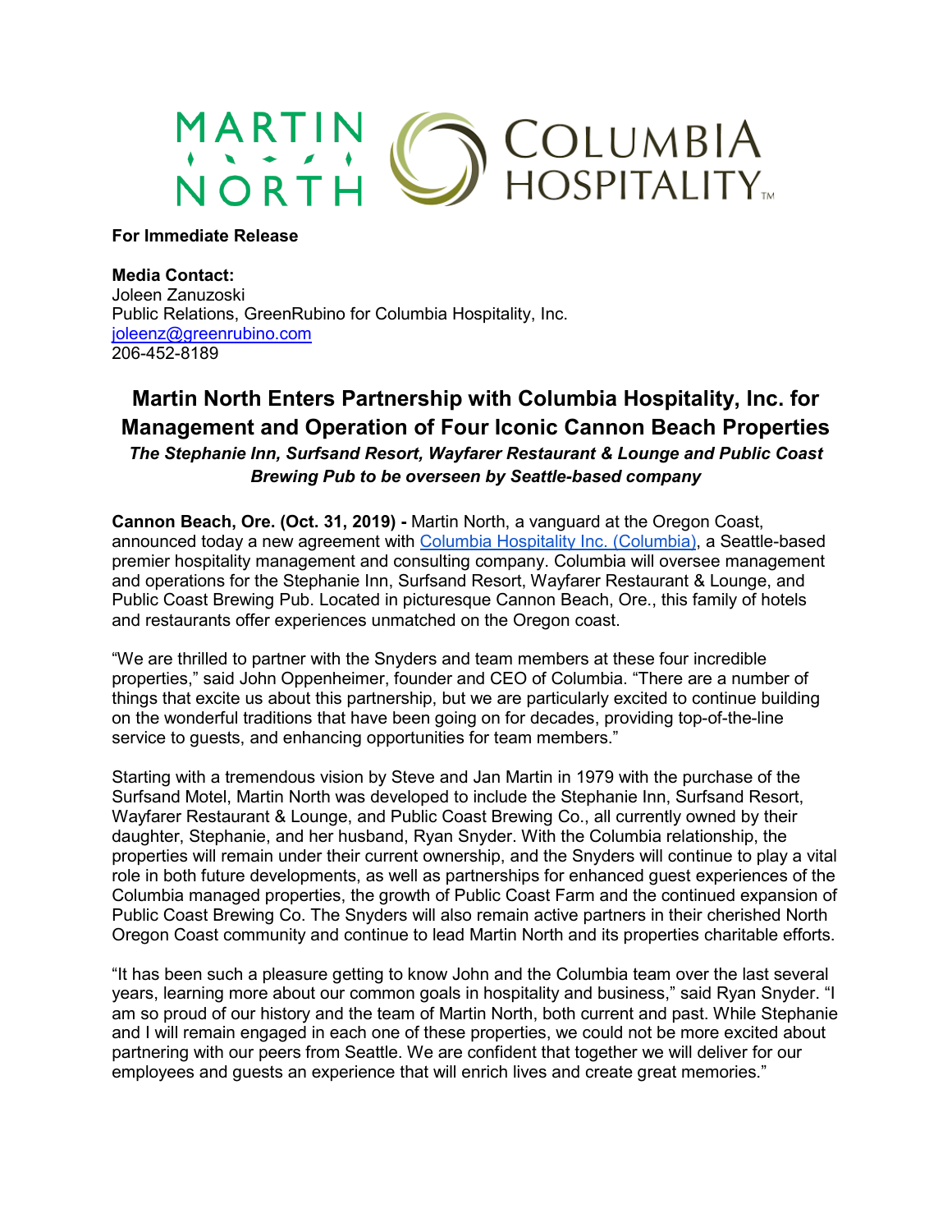**For Immediate Release**

**Media Contact:**
Joleen Zanuzoski
Public Relations, GreenRubino for Columbia Hospitality, Inc.
joleenz@greenrubino.com
206-452-8189

# Martin North Enters Partnership with Columbia Hospitality, Inc. for Management and Operation of Four Iconic Cannon Beach Properties

***The Stephanie Inn, Surfsand Resort, Wayfarer Restaurant & Lounge and Public Coast Brewing Pub to be overseen by Seattle-based company***

**Cannon Beach, Ore. (Oct. 31, 2019) -** Martin North, a vanguard at the Oregon Coast, announced today a new agreement with Columbia Hospitality Inc. (Columbia), a Seattle-based premier hospitality management and consulting company. Columbia will oversee management and operations for the Stephanie Inn, Surfsand Resort, Wayfarer Restaurant & Lounge, and Public Coast Brewing Pub. Located in picturesque Cannon Beach, Ore., this family of hotels and restaurants offer experiences unmatched on the Oregon coast.

"We are thrilled to partner with the Snyders and team members at these four incredible properties," said John Oppenheimer, founder and CEO of Columbia. "There are a number of things that excite us about this partnership, but we are particularly excited to continue building on the wonderful traditions that have been going on for decades, providing top-of-the-line service to guests, and enhancing opportunities for team members."

Starting with a tremendous vision by Steve and Jan Martin in 1979 with the purchase of the Surfsand Motel, Martin North was developed to include the Stephanie Inn, Surfsand Resort, Wayfarer Restaurant & Lounge, and Public Coast Brewing Co., all currently owned by their daughter, Stephanie, and her husband, Ryan Snyder. With the Columbia relationship, the properties will remain under their current ownership, and the Snyders will continue to play a vital role in both future developments, as well as partnerships for enhanced guest experiences of the Columbia managed properties, the growth of Public Coast Farm and the continued expansion of Public Coast Brewing Co. The Snyders will also remain active partners in their cherished North Oregon Coast community and continue to lead Martin North and its properties charitable efforts.

"It has been such a pleasure getting to know John and the Columbia team over the last several years, learning more about our common goals in hospitality and business," said Ryan Snyder. "I am so proud of our history and the team of Martin North, both current and past. While Stephanie and I will remain engaged in each one of these properties, we could not be more excited about partnering with our peers from Seattle. We are confident that together we will deliver for our employees and guests an experience that will enrich lives and create great memories."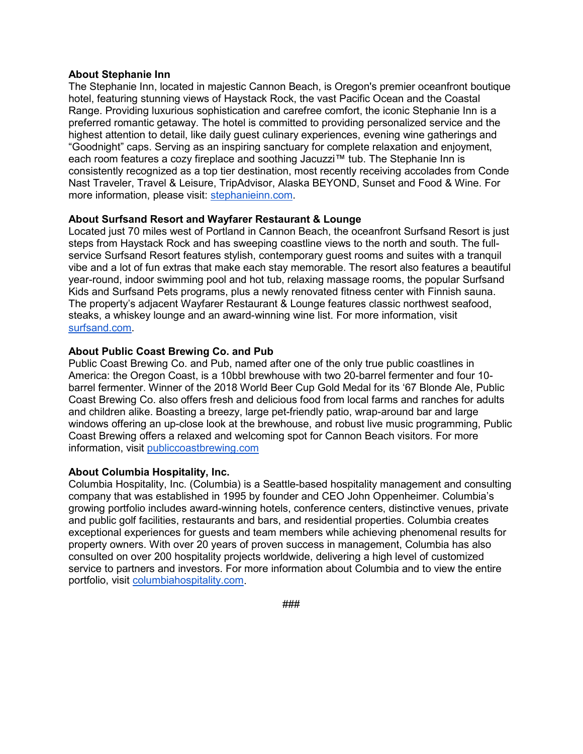**About Stephanie Inn**

The Stephanie Inn, located in majestic Cannon Beach, is Oregon's premier oceanfront boutique hotel, featuring stunning views of Haystack Rock, the vast Pacific Ocean and the Coastal Range. Providing luxurious sophistication and carefree comfort, the iconic Stephanie Inn is a preferred romantic getaway. The hotel is committed to providing personalized service and the highest attention to detail, like daily guest culinary experiences, evening wine gatherings and "Goodnight" caps. Serving as an inspiring sanctuary for complete relaxation and enjoyment, each room features a cozy fireplace and soothing Jacuzzi™ tub. The Stephanie Inn is consistently recognized as a top tier destination, most recently receiving accolades from Conde Nast Traveler, Travel & Leisure, TripAdvisor, Alaska BEYOND, Sunset and Food & Wine. For more information, please visit: [stephanieinn.com](stephanieinn.com).

**About Surfsand Resort and Wayfarer Restaurant & Lounge**

Located just 70 miles west of Portland in Cannon Beach, the oceanfront Surfsand Resort is just steps from Haystack Rock and has sweeping coastline views to the north and south. The full-service Surfsand Resort features stylish, contemporary guest rooms and suites with a tranquil vibe and a lot of fun extras that make each stay memorable. The resort also features a beautiful year-round, indoor swimming pool and hot tub, relaxing massage rooms, the popular Surfsand Kids and Surfsand Pets programs, plus a newly renovated fitness center with Finnish sauna. The property's adjacent Wayfarer Restaurant & Lounge features classic northwest seafood, steaks, a whiskey lounge and an award-winning wine list. For more information, visit [surfsand.com](surfsand.com).

**About Public Coast Brewing Co. and Pub**

Public Coast Brewing Co. and Pub, named after one of the only true public coastlines in America: the Oregon Coast, is a 10bbl brewhouse with two 20-barrel fermenter and four 10-barrel fermenter. Winner of the 2018 World Beer Cup Gold Medal for its '67 Blonde Ale, Public Coast Brewing Co. also offers fresh and delicious food from local farms and ranches for adults and children alike. Boasting a breezy, large pet-friendly patio, wrap-around bar and large windows offering an up-close look at the brewhouse, and robust live music programming, Public Coast Brewing offers a relaxed and welcoming spot for Cannon Beach visitors. For more information, visit [publiccoastbrewing.com](publiccoastbrewing.com)

**About Columbia Hospitality, Inc.**

Columbia Hospitality, Inc. (Columbia) is a Seattle-based hospitality management and consulting company that was established in 1995 by founder and CEO John Oppenheimer. Columbia's growing portfolio includes award-winning hotels, conference centers, distinctive venues, private and public golf facilities, restaurants and bars, and residential properties. Columbia creates exceptional experiences for guests and team members while achieving phenomenal results for property owners. With over 20 years of proven success in management, Columbia has also consulted on over 200 hospitality projects worldwide, delivering a high level of customized service to partners and investors. For more information about Columbia and to view the entire portfolio, visit [columbiahospitality.com](columbiahospitality.com).

###